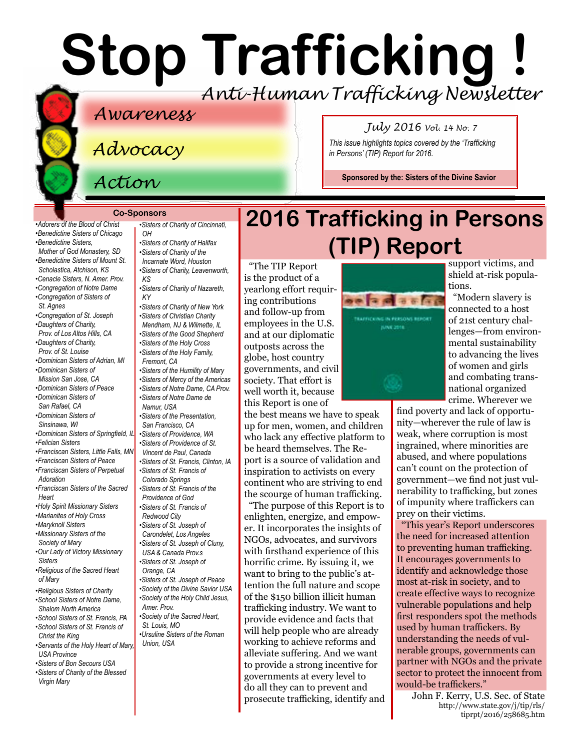# Stop Trafficking !

*Anti-Human Trafficking Newsletter*

*Awareness*

*Advocacy*

*Action*

*July 2016 Vol. 14 No. 7*

*This issue highlights topics covered by the 'Trafficking in Persons' (TIP) Report for 2016.*

**Sponsored by the: Sisters of the Divine Savior**

## 2016 Trafficking in Persons (TIP) Report

"The TIP Report is the product of a yearlong effort requiring contributions and follow-up from employees in the U.S. and at our diplomatic outposts across the globe, host country governments, and civil society. That effort is well worth it, because this Report is one of the best means we have to speak up for men, women, and children who lack any effective platform to be heard themselves. The Report is a source of validation and inspiration to activists on every continent who are striving to end the scourge of human trafficking.

"The purpose of this Report is to enlighten, energize, and empower. It incorporates the insights of NGOs, advocates, and survivors with firsthand experience of this horrific crime. By issuing it, we want to bring to the public's attention the full nature and scope of the $150 billion illicit human trafficking industry. We want to provide evidence and facts that will help people who are already working to achieve reforms and alleviate suffering. And we want to provide a strong incentive for governments at every level to do all they can to prevent and prosecute trafficking, identify and support victims, and shield at-risk populations.

"Modern slavery is connected to a host of 21st century challenges—from environmental sustainability to advancing the lives of women and girls and combating transnational organized crime. Wherever we find poverty and lack of opportunity—wherever the rule of law is weak, where corruption is most ingrained, where minorities are abused, and where populations can't count on the protection of government—we find not just vulnerability to trafficking, but zones of impunity where traffickers can prey on their victims.

"This year's Report underscores the need for increased attention to preventing human trafficking. It encourages governments to identify and acknowledge those most at-risk in society, and to create effective ways to recognize vulnerable populations and help first responders spot the methods used by human traffickers. By understanding the needs of vulnerable groups, governments can partner with NGOs and the private sector to protect the innocent from would-be traffickers."

John F. Kerry, U.S. Sec. of State
http://www.state.gov/j/tip/rls/tiprpt/2016/258685.htm

### Co-Sponsors

- Adorers of the Blood of Christ
- Benedictine Sisters of Chicago
- Benedictine Sisters, Mother of God Monastery, SD
- Benedictine Sisters of Mount St. Scholastica, Atchison, KS
- Cenacle Sisters, N. Amer. Prov.
- Congregation of Notre Dame
- Congregation of Sisters of St. Agnes
- Congregation of St. Joseph
- Daughters of Charity, Prov. of Los Altos Hills, CA
- Daughters of Charity, Prov. of St. Louise
- Dominican Sisters of Adrian, MI
- Dominican Sisters of Mission San Jose, CA
- Dominican Sisters of Peace
- Dominican Sisters of San Rafael, CA
- Dominican Sisters of Sinsinawa, WI
- Dominican Sisters of Springfield, IL
- Felician Sisters
- Franciscan Sisters, Little Falls, MN
- Franciscan Sisters of Peace
- Franciscan Sisters of Perpetual Adoration
- Franciscan Sisters of the Sacred Heart
- Holy Spirit Missionary Sisters
- Marianites of Holy Cross
- Maryknoll Sisters
- Missionary Sisters of the Society of Mary
- Our Lady of Victory Missionary Sisters
- Religious of the Sacred Heart of Mary
- Religious Sisters of Charity
- School Sisters of Notre Dame, Shalom North America
- School Sisters of St. Francis, PA
- School Sisters of St. Francis of Christ the King
- Servants of the Holy Heart of Mary, USA Province
- Sisters of Bon Secours USA
- Sisters of Charity of the Blessed Virgin Mary
- Sisters of Charity of Cincinnati, OH
- Sisters of Charity of Halifax
- Sisters of Charity of the Incarnate Word, Houston
- Sisters of Charity, Leavenworth, KS
- Sisters of Charity of Nazareth, KY
- Sisters of Charity of New York
- Sisters of Christian Charity Mendham, NJ & Wilmette, IL
- Sisters of the Good Shepherd
- Sisters of the Holy Cross
- Sisters of the Holy Family, Fremont, CA
- Sisters of the Humility of Mary
- Sisters of Mercy of the Americas
- Sisters of Notre Dame, CA Prov.
- Sisters of Notre Dame de Namur, USA
- Sisters of the Presentation, San Francisco, CA
- Sisters of Providence, WA
- Sisters of Providence of St. Vincent de Paul, Canada
- Sisters of St. Francis, Clinton, IA
- Sisters of St. Francis of Colorado Springs
- Sisters of St. Francis of the Providence of God
- Sisters of St. Francis of Redwood City
- Sisters of St. Joseph of Carondelet, Los Angeles
- Sisters of St. Joseph of Cluny, USA & Canada Prov.s
- Sisters of St. Joseph of Orange, CA
- Sisters of St. Joseph of Peace
- Society of the Divine Savior USA
- Society of the Holy Child Jesus, Amer. Prov.
- Society of the Sacred Heart, St. Louis, MO
- Ursuline Sisters of the Roman Union, USA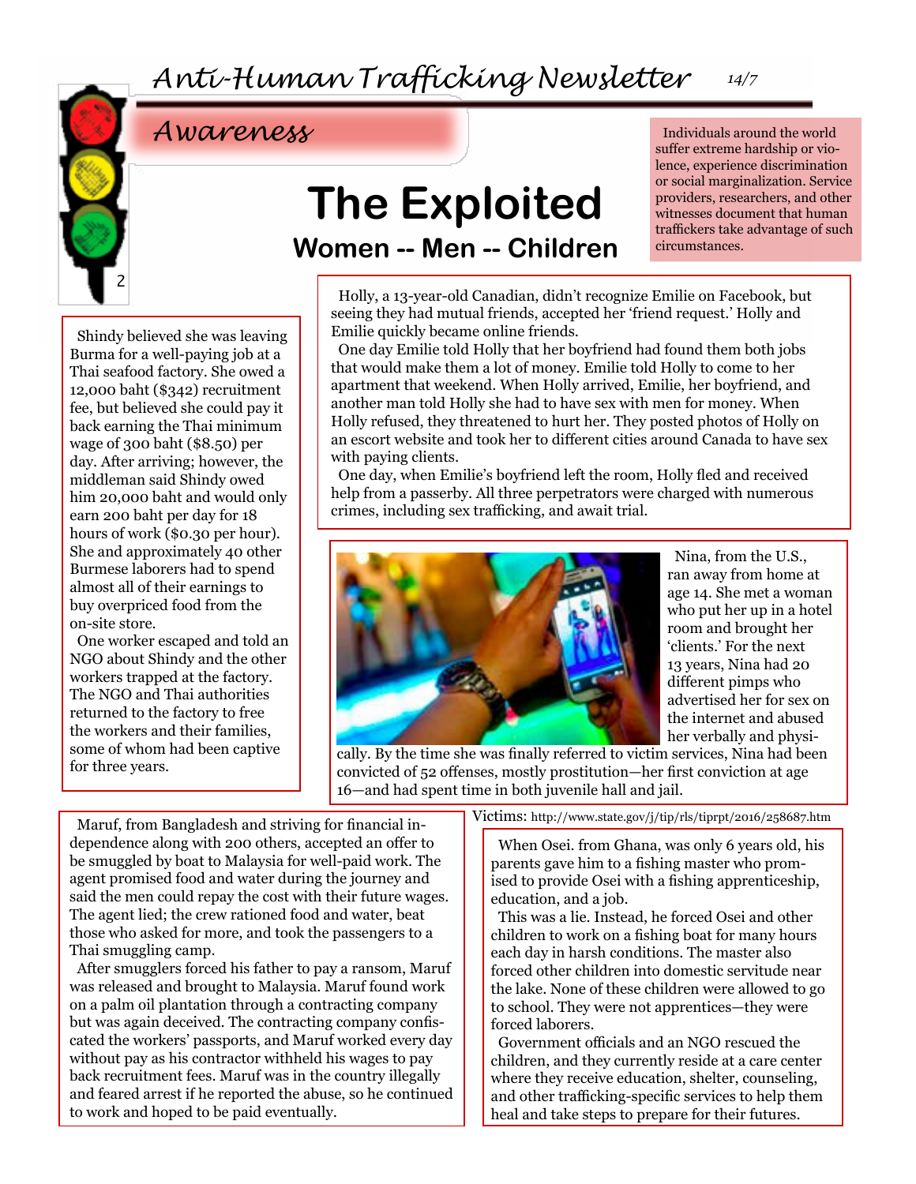# Awareness

## The Exploited

### Women -- Men -- Children

Individuals around the world suffer extreme hardship or violence, experience discrimination or social marginalization. Service providers, researchers, and other witnesses document that human traffickers take advantage of such circumstances.

Holly, a 13-year-old Canadian, didn't recognize Emilie on Facebook, but seeing they had mutual friends, accepted her 'friend request.' Holly and Emilie quickly became online friends.

One day Emilie told Holly that her boyfriend had found them both jobs that would make them a lot of money. Emilie told Holly to come to her apartment that weekend. When Holly arrived, Emilie, her boyfriend, and another man told Holly she had to have sex with men for money. When Holly refused, they threatened to hurt her. They posted photos of Holly on an escort website and took her to different cities around Canada to have sex with paying clients.

One day, when Emilie's boyfriend left the room, Holly fled and received help from a passerby. All three perpetrators were charged with numerous crimes, including sex trafficking, and await trial.

Shindy believed she was leaving Burma for a well-paying job at a Thai seafood factory. She owed a 12,000 baht ($342) recruitment fee, but believed she could pay it back earning the Thai minimum wage of 300 baht ($8.50) per day. After arriving; however, the middleman said Shindy owed him 20,000 baht and would only earn 200 baht per day for 18 hours of work ($0.30 per hour). She and approximately 40 other Burmese laborers had to spend almost all of their earnings to buy overpriced food from the on-site store.

One worker escaped and told an NGO about Shindy and the other workers trapped at the factory. The NGO and Thai authorities returned to the factory to free the workers and their families, some of whom had been captive for three years.

Nina, from the U.S., ran away from home at age 14. She met a woman who put her up in a hotel room and brought her 'clients.' For the next 13 years, Nina had 20 different pimps who advertised her for sex on the internet and abused her verbally and physically. By the time she was finally referred to victim services, Nina had been convicted of 52 offenses, mostly prostitution—her first conviction at age 16—and had spent time in both juvenile hall and jail.

Victims: http://www.state.gov/j/tip/rls/tiprpt/2016/258687.htm

Maruf, from Bangladesh and striving for financial independence along with 200 others, accepted an offer to be smuggled by boat to Malaysia for well-paid work. The agent promised food and water during the journey and said the men could repay the cost with their future wages. The agent lied; the crew rationed food and water, beat those who asked for more, and took the passengers to a Thai smuggling camp.

After smugglers forced his father to pay a ransom, Maruf was released and brought to Malaysia. Maruf found work on a palm oil plantation through a contracting company but was again deceived. The contracting company confiscated the workers' passports, and Maruf worked every day without pay as his contractor withheld his wages to pay back recruitment fees. Maruf was in the country illegally and feared arrest if he reported the abuse, so he continued to work and hoped to be paid eventually.

When Osei. from Ghana, was only 6 years old, his parents gave him to a fishing master who promised to provide Osei with a fishing apprenticeship, education, and a job.

This was a lie. Instead, he forced Osei and other children to work on a fishing boat for many hours each day in harsh conditions. The master also forced other children into domestic servitude near the lake. None of these children were allowed to go to school. They were not apprentices—they were forced laborers.

Government officials and an NGO rescued the children, and they currently reside at a care center where they receive education, shelter, counseling, and other trafficking-specific services to help them heal and take steps to prepare for their futures.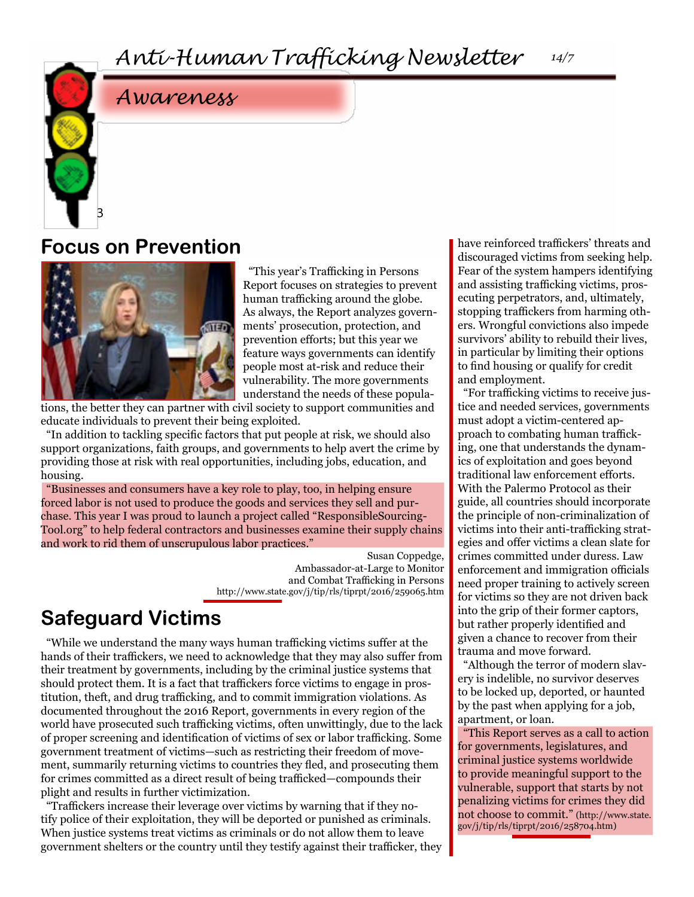# Anti-Human Trafficking Newsletter

## Awareness

## Focus on Prevention

"This year's Trafficking in Persons Report focuses on strategies to prevent human trafficking around the globe. As always, the Report analyzes governments' prosecution, protection, and prevention efforts; but this year we feature ways governments can identify people most at-risk and reduce their vulnerability. The more governments understand the needs of these populations, the better they can partner with civil society to support communities and educate individuals to prevent their being exploited.

"In addition to tackling specific factors that put people at risk, we should also support organizations, faith groups, and governments to help avert the crime by providing those at risk with real opportunities, including jobs, education, and housing.

"Businesses and consumers have a key role to play, too, in helping ensure forced labor is not used to produce the goods and services they sell and purchase. This year I was proud to launch a project called "ResponsibleSourcingTool.org" to help federal contractors and businesses examine their supply chains and work to rid them of unscrupulous labor practices."

Susan Coppedge,
Ambassador-at-Large to Monitor
and Combat Trafficking in Persons
http://www.state.gov/j/tip/rls/tiprpt/2016/259065.htm

## Safeguard Victims

"While we understand the many ways human trafficking victims suffer at the hands of their traffickers, we need to acknowledge that they may also suffer from their treatment by governments, including by the criminal justice systems that should protect them. It is a fact that traffickers force victims to engage in prostitution, theft, and drug trafficking, and to commit immigration violations. As documented throughout the 2016 Report, governments in every region of the world have prosecuted such trafficking victims, often unwittingly, due to the lack of proper screening and identification of victims of sex or labor trafficking. Some government treatment of victims—such as restricting their freedom of movement, summarily returning victims to countries they fled, and prosecuting them for crimes committed as a direct result of being trafficked—compounds their plight and results in further victimization.

"Traffickers increase their leverage over victims by warning that if they notify police of their exploitation, they will be deported or punished as criminals. When justice systems treat victims as criminals or do not allow them to leave government shelters or the country until they testify against their trafficker, they have reinforced traffickers' threats and discouraged victims from seeking help. Fear of the system hampers identifying and assisting trafficking victims, prosecuting perpetrators, and, ultimately, stopping traffickers from harming others. Wrongful convictions also impede survivors' ability to rebuild their lives, in particular by limiting their options to find housing or qualify for credit and employment.

"For trafficking victims to receive justice and needed services, governments must adopt a victim-centered approach to combating human trafficking, one that understands the dynamics of exploitation and goes beyond traditional law enforcement efforts. With the Palermo Protocol as their guide, all countries should incorporate the principle of non-criminalization of victims into their anti-trafficking strategies and offer victims a clean slate for crimes committed under duress. Law enforcement and immigration officials need proper training to actively screen for victims so they are not driven back into the grip of their former captors, but rather properly identified and given a chance to recover from their trauma and move forward.

"Although the terror of modern slavery is indelible, no survivor deserves to be locked up, deported, or haunted by the past when applying for a job, apartment, or loan.

"This Report serves as a call to action for governments, legislatures, and criminal justice systems worldwide to provide meaningful support to the vulnerable, support that starts by not penalizing victims for crimes they did not choose to commit." (http://www.state.gov/j/tip/rls/tiprpt/2016/258704.htm)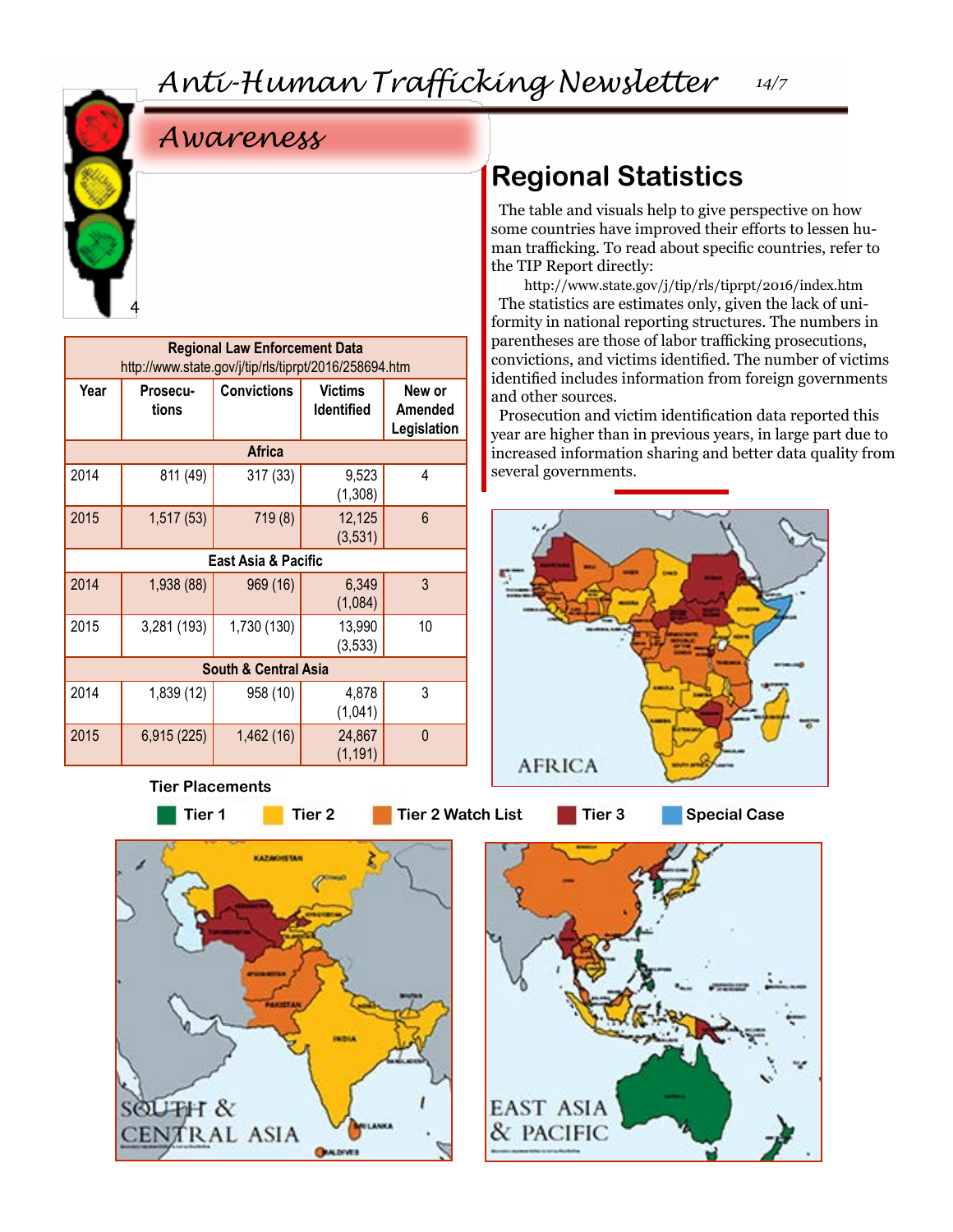## Awareness

## Regional Statistics

The table and visuals help to give perspective on how some countries have improved their efforts to lessen human trafficking. To read about specific countries, refer to the TIP Report directly:

http://www.state.gov/j/tip/rls/tiprpt/2016/index.htm

The statistics are estimates only, given the lack of uniformity in national reporting structures. The numbers in parentheses are those of labor trafficking prosecutions, convictions, and victims identified. The number of victims identified includes information from foreign governments and other sources.

Prosecution and victim identification data reported this year are higher than in previous years, in large part due to increased information sharing and better data quality from several governments.

**Regional Law Enforcement Data**
http://www.state.gov/j/tip/rls/tiprpt/2016/258694.htm

| Year | Prosecutions | Convictions | Victims Identified | New or Amended Legislation |
|---|---|---|---|---|
| **Africa** | | | | |
| 2014 | 811 (49) | 317 (33) | 9,523 (1,308) | 4 |
| 2015 | 1,517 (53) | 719 (8) | 12,125 (3,531) | 6 |
| **East Asia & Pacific** | | | | |
| 2014 | 1,938 (88) | 969 (16) | 6,349 (1,084) | 3 |
| 2015 | 3,281 (193) | 1,730 (130) | 13,990 (3,533) | 10 |
| **South & Central Asia** | | | | |
| 2014 | 1,839 (12) | 958 (10) | 4,878 (1,041) | 3 |
| 2015 | 6,915 (225) | 1,462 (16) | 24,867 (1,191) | 0 |

**Tier Placements**

Tier 1 | Tier 2 | Tier 2 Watch List | Tier 3 | Special Case

AFRICA

SOUTH & CENTRAL ASIA

EAST ASIA & PACIFIC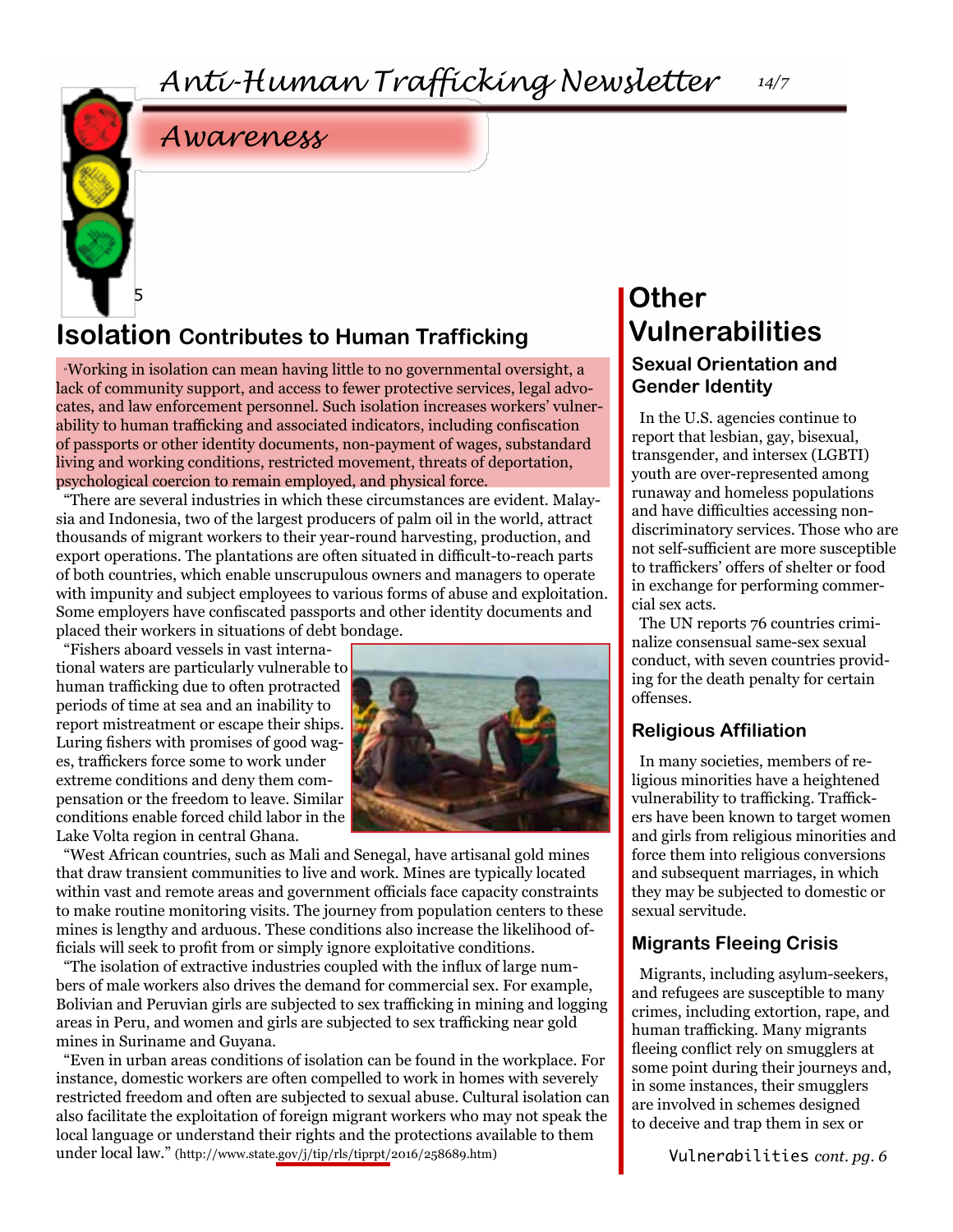# Anti-Human Trafficking Newsletter

## Awareness

## Isolation Contributes to Human Trafficking

"Working in isolation can mean having little to no governmental oversight, a lack of community support, and access to fewer protective services, legal advocates, and law enforcement personnel. Such isolation increases workers' vulnerability to human trafficking and associated indicators, including confiscation of passports or other identity documents, non-payment of wages, substandard living and working conditions, restricted movement, threats of deportation, psychological coercion to remain employed, and physical force.

"There are several industries in which these circumstances are evident. Malaysia and Indonesia, two of the largest producers of palm oil in the world, attract thousands of migrant workers to their year-round harvesting, production, and export operations. The plantations are often situated in difficult-to-reach parts of both countries, which enable unscrupulous owners and managers to operate with impunity and subject employees to various forms of abuse and exploitation. Some employers have confiscated passports and other identity documents and placed their workers in situations of debt bondage.

"Fishers aboard vessels in vast international waters are particularly vulnerable to human trafficking due to often protracted periods of time at sea and an inability to report mistreatment or escape their ships. Luring fishers with promises of good wages, traffickers force some to work under extreme conditions and deny them compensation or the freedom to leave. Similar conditions enable forced child labor in the Lake Volta region in central Ghana.

"West African countries, such as Mali and Senegal, have artisanal gold mines that draw transient communities to live and work. Mines are typically located within vast and remote areas and government officials face capacity constraints to make routine monitoring visits. The journey from population centers to these mines is lengthy and arduous. These conditions also increase the likelihood officials will seek to profit from or simply ignore exploitative conditions.

"The isolation of extractive industries coupled with the influx of large numbers of male workers also drives the demand for commercial sex. For example, Bolivian and Peruvian girls are subjected to sex trafficking in mining and logging areas in Peru, and women and girls are subjected to sex trafficking near gold mines in Suriname and Guyana.

"Even in urban areas conditions of isolation can be found in the workplace. For instance, domestic workers are often compelled to work in homes with severely restricted freedom and often are subjected to sexual abuse. Cultural isolation can also facilitate the exploitation of foreign migrant workers who may not speak the local language or understand their rights and the protections available to them under local law." (http://www.state.gov/j/tip/rls/tiprpt/2016/258689.htm)

## Other Vulnerabilities

### Sexual Orientation and Gender Identity

In the U.S. agencies continue to report that lesbian, gay, bisexual, transgender, and intersex (LGBTI) youth are over-represented among runaway and homeless populations and have difficulties accessing non-discriminatory services. Those who are not self-sufficient are more susceptible to traffickers' offers of shelter or food in exchange for performing commercial sex acts.

The UN reports 76 countries criminalize consensual same-sex sexual conduct, with seven countries providing for the death penalty for certain offenses.

### Religious Affiliation

In many societies, members of religious minorities have a heightened vulnerability to trafficking. Traffickers have been known to target women and girls from religious minorities and force them into religious conversions and subsequent marriages, in which they may be subjected to domestic or sexual servitude.

### Migrants Fleeing Crisis

Migrants, including asylum-seekers, and refugees are susceptible to many crimes, including extortion, rape, and human trafficking. Many migrants fleeing conflict rely on smugglers at some point during their journeys and, in some instances, their smugglers are involved in schemes designed to deceive and trap them in sex or

Vulnerabilities *cont. pg. 6*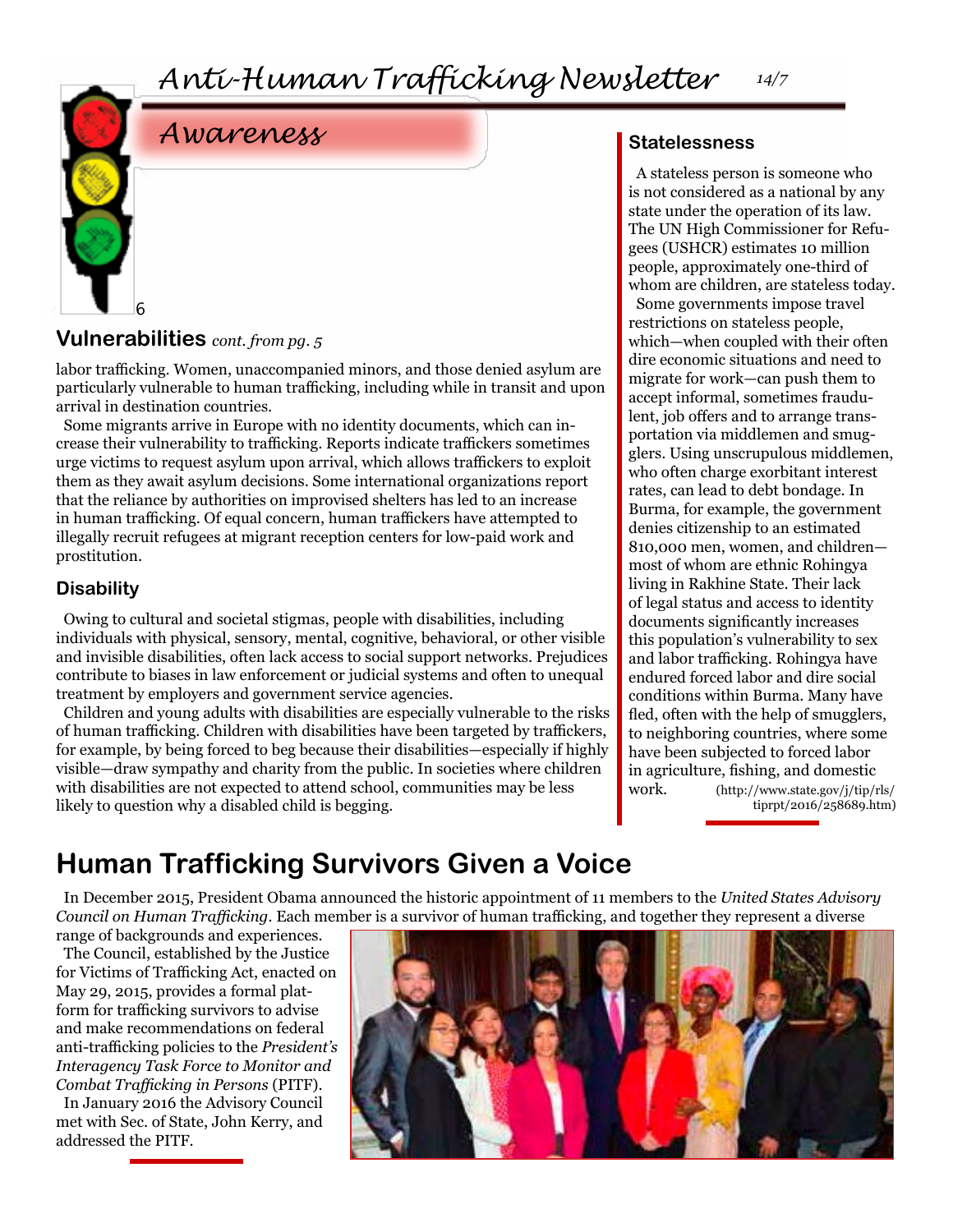## Awareness

### Vulnerabilities *cont. from pg. 5*

labor trafficking. Women, unaccompanied minors, and those denied asylum are particularly vulnerable to human trafficking, including while in transit and upon arrival in destination countries.

Some migrants arrive in Europe with no identity documents, which can increase their vulnerability to trafficking. Reports indicate traffickers sometimes urge victims to request asylum upon arrival, which allows traffickers to exploit them as they await asylum decisions. Some international organizations report that the reliance by authorities on improvised shelters has led to an increase in human trafficking. Of equal concern, human traffickers have attempted to illegally recruit refugees at migrant reception centers for low-paid work and prostitution.

### Disability

Owing to cultural and societal stigmas, people with disabilities, including individuals with physical, sensory, mental, cognitive, behavioral, or other visible and invisible disabilities, often lack access to social support networks. Prejudices contribute to biases in law enforcement or judicial systems and often to unequal treatment by employers and government service agencies.

Children and young adults with disabilities are especially vulnerable to the risks of human trafficking. Children with disabilities have been targeted by traffickers, for example, by being forced to beg because their disabilities—especially if highly visible—draw sympathy and charity from the public. In societies where children with disabilities are not expected to attend school, communities may be less likely to question why a disabled child is begging.

### Statelessness

A stateless person is someone who is not considered as a national by any state under the operation of its law. The UN High Commissioner for Refugees (USHCR) estimates 10 million people, approximately one-third of whom are children, are stateless today.

Some governments impose travel restrictions on stateless people, which—when coupled with their often dire economic situations and need to migrate for work—can push them to accept informal, sometimes fraudulent, job offers and to arrange transportation via middlemen and smugglers. Using unscrupulous middlemen, who often charge exorbitant interest rates, can lead to debt bondage. In Burma, for example, the government denies citizenship to an estimated 810,000 men, women, and children—most of whom are ethnic Rohingya living in Rakhine State. Their lack of legal status and access to identity documents significantly increases this population's vulnerability to sex and labor trafficking. Rohingya have endured forced labor and dire social conditions within Burma. Many have fled, often with the help of smugglers, to neighboring countries, where some have been subjected to forced labor in agriculture, fishing, and domestic work. (http://www.state.gov/j/tip/rls/tiprpt/2016/258689.htm)

## Human Trafficking Survivors Given a Voice

In December 2015, President Obama announced the historic appointment of 11 members to the *United States Advisory Council on Human Trafficking*. Each member is a survivor of human trafficking, and together they represent a diverse range of backgrounds and experiences.

The Council, established by the Justice for Victims of Trafficking Act, enacted on May 29, 2015, provides a formal platform for trafficking survivors to advise and make recommendations on federal anti-trafficking policies to the *President's Interagency Task Force to Monitor and Combat Trafficking in Persons* (PITF).

In January 2016 the Advisory Council met with Sec. of State, John Kerry, and addressed the PITF.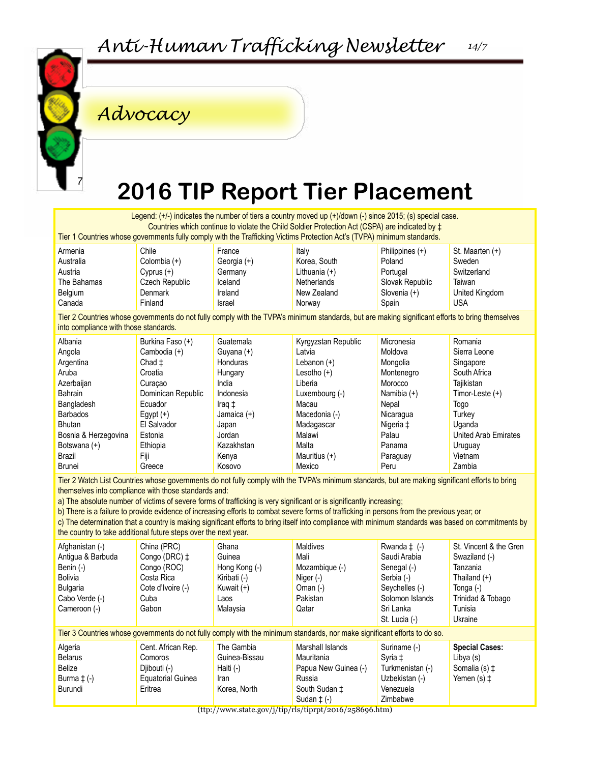## Advocacy

# 2016 TIP Report Tier Placement

Legend: (+/-) indicates the number of tiers a country moved up (+)/down (-) since 2015; (s) special case.
Countries which continue to violate the Child Soldier Protection Act (CSPA) are indicated by ‡

**Tier 1** Countries whose governments fully comply with the Trafficking Victims Protection Act's (TVPA) minimum standards.

| | | | | | |
|---|---|---|---|---|---|
| Armenia | Chile | France | Italy | Philippines (+) | St. Maarten (+) |
| Australia | Colombia (+) | Georgia (+) | Korea, South | Poland | Sweden |
| Austria | Cyprus (+) | Germany | Lithuania (+) | Portugal | Switzerland |
| The Bahamas | Czech Republic | Iceland | Netherlands | Slovak Republic | Taiwan |
| Belgium | Denmark | Ireland | New Zealand | Slovenia (+) | United Kingdom |
| Canada | Finland | Israel | Norway | Spain | USA |

**Tier 2** Countries whose governments do not fully comply with the TVPA's minimum standards, but are making significant efforts to bring themselves into compliance with those standards.

| | | | | | |
|---|---|---|---|---|---|
| Albania | Burkina Faso (+) | Guatemala | Kyrgyzstan Republic | Micronesia | Romania |
| Angola | Cambodia (+) | Guyana (+) | Latvia | Moldova | Sierra Leone |
| Argentina | Chad ‡ | Honduras | Lebanon (+) | Mongolia | Singapore |
| Aruba | Croatia | Hungary | Lesotho (+) | Montenegro | South Africa |
| Azerbaijan | Curaçao | India | Liberia | Morocco | Tajikistan |
| Bahrain | Dominican Republic | Indonesia | Luxembourg (-) | Namibia (+) | Timor-Leste (+) |
| Bangladesh | Ecuador | Iraq ‡ | Macau | Nepal | Togo |
| Barbados | Egypt (+) | Jamaica (+) | Macedonia (-) | Nicaragua | Turkey |
| Bhutan | El Salvador | Japan | Madagascar | Nigeria ‡ | Uganda |
| Bosnia & Herzegovina | Estonia | Jordan | Malawi | Palau | United Arab Emirates |
| Botswana (+) | Ethiopia | Kazakhstan | Malta | Panama | Uruguay |
| Brazil | Fiji | Kenya | Mauritius (+) | Paraguay | Vietnam |
| Brunei | Greece | Kosovo | Mexico | Peru | Zambia |

**Tier 2 Watch List** Countries whose governments do not fully comply with the TVPA's minimum standards, but are making significant efforts to bring themselves into compliance with those standards and:

a) The absolute number of victims of severe forms of trafficking is very significant or is significantly increasing;
b) There is a failure to provide evidence of increasing efforts to combat severe forms of trafficking in persons from the previous year; or
c) The determination that a country is making significant efforts to bring itself into compliance with minimum standards was based on commitments by the country to take additional future steps over the next year.

| | | | | | |
|---|---|---|---|---|---|
| Afghanistan (-) | China (PRC) | Ghana | Maldives | Rwanda ‡ (-) | St. Vincent & the Gren |
| Antigua & Barbuda | Congo (DRC) ‡ | Guinea | Mali | Saudi Arabia | Swaziland (-) |
| Benin (-) | Congo (ROC) | Hong Kong (-) | Mozambique (-) | Senegal (-) | Tanzania |
| Bolivia | Costa Rica | Kiribati (-) | Niger (-) | Serbia (-) | Thailand (+) |
| Bulgaria | Cote d'Ivoire (-) | Kuwait (+) | Oman (-) | Seychelles (-) | Tonga (-) |
| Cabo Verde (-) | Cuba | Laos | Pakistan | Solomon Islands | Trinidad & Tobago |
| Cameroon (-) | Gabon | Malaysia | Qatar | Sri Lanka | Tunisia |
| | | | | St. Lucia (-) | Ukraine |

**Tier 3** Countries whose governments do not fully comply with the minimum standards, nor make significant efforts to do so.

| | | | | | |
|---|---|---|---|---|---|
| Algeria | Cent. African Rep. | The Gambia | Marshall Islands | Suriname (-) | **Special Cases:** |
| Belarus | Comoros | Guinea-Bissau | Mauritania | Syria ‡ | Libya (s) |
| Belize | Djibouti (-) | Haiti (-) | Papua New Guinea (-) | Turkmenistan (-) | Somalia (s) ‡ |
| Burma ‡ (-) | Equatorial Guinea | Iran | Russia | Uzbekistan (-) | Yemen (s) ‡ |
| Burundi | Eritrea | Korea, North | South Sudan ‡ | Venezuela | |
| | | | Sudan ‡ (-) | Zimbabwe | |

(ttp://www.state.gov/j/tip/rls/tiprpt/2016/258696.htm)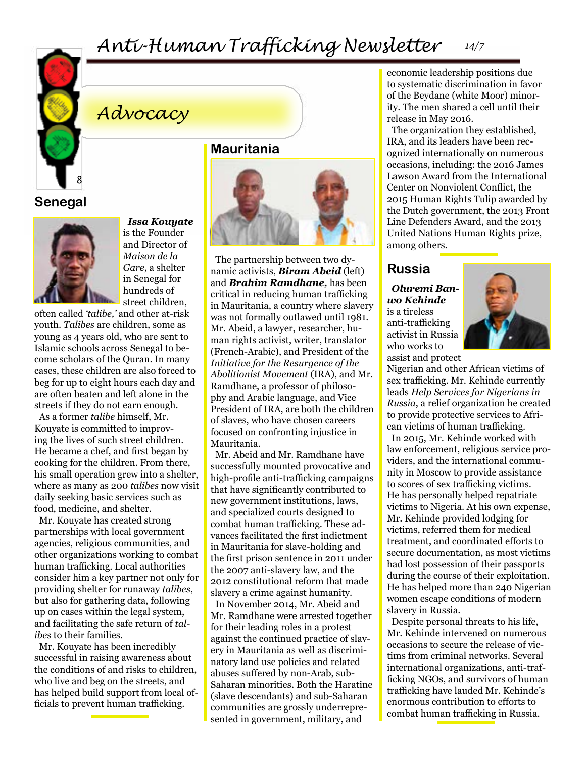# Advocacy

## Senegal

***Issa Kouyate*** is the Founder and Director of *Maison de la Gare,* a shelter in Senegal for hundreds of street children, often called *'talibe,'* and other at-risk youth. *Talibes* are children, some as young as 4 years old, who are sent to Islamic schools across Senegal to become scholars of the Quran. In many cases, these children are also forced to beg for up to eight hours each day and are often beaten and left alone in the streets if they do not earn enough.

As a former *talibe* himself, Mr. Kouyate is committed to improving the lives of such street children. He became a chef, and first began by cooking for the children. From there, his small operation grew into a shelter, where as many as 200 *talibes* now visit daily seeking basic services such as food, medicine, and shelter.

Mr. Kouyate has created strong partnerships with local government agencies, religious communities, and other organizations working to combat human trafficking. Local authorities consider him a key partner not only for providing shelter for runaway *talibes*, but also for gathering data, following up on cases within the legal system, and facilitating the safe return of *talibes* to their families.

Mr. Kouyate has been incredibly successful in raising awareness about the conditions of and risks to children, who live and beg on the streets, and has helped build support from local officials to prevent human trafficking.

## Mauritania

The partnership between two dynamic activists, ***Biram Abeid*** (left) and ***Brahim Ramdhane,*** has been critical in reducing human trafficking in Mauritania, a country where slavery was not formally outlawed until 1981. Mr. Abeid, a lawyer, researcher, human rights activist, writer, translator (French-Arabic), and President of the *Initiative for the Resurgence of the Abolitionist Movement* (IRA), and Mr. Ramdhane, a professor of philosophy and Arabic language, and Vice President of IRA, are both the children of slaves, who have chosen careers focused on confronting injustice in Mauritania.

Mr. Abeid and Mr. Ramdhane have successfully mounted provocative and high-profile anti-trafficking campaigns that have significantly contributed to new government institutions, laws, and specialized courts designed to combat human trafficking. These advances facilitated the first indictment in Mauritania for slave-holding and the first prison sentence in 2011 under the 2007 anti-slavery law, and the 2012 constitutional reform that made slavery a crime against humanity.

In November 2014, Mr. Abeid and Mr. Ramdhane were arrested together for their leading roles in a protest against the continued practice of slavery in Mauritania as well as discriminatory land use policies and related abuses suffered by non-Arab, sub-Saharan minorities. Both the Haratine (slave descendants) and sub-Saharan communities are grossly underrepresented in government, military, and economic leadership positions due to systematic discrimination in favor of the Beydane (white Moor) minority. The men shared a cell until their release in May 2016.

The organization they established, IRA, and its leaders have been recognized internationally on numerous occasions, including: the 2016 James Lawson Award from the International Center on Nonviolent Conflict, the 2015 Human Rights Tulip awarded by the Dutch government, the 2013 Front Line Defenders Award, and the 2013 United Nations Human Rights prize, among others.

## Russia

***Oluremi Banwo Kehinde*** is a tireless anti-trafficking activist in Russia who works to assist and protect Nigerian and other African victims of sex trafficking. Mr. Kehinde currently leads *Help Services for Nigerians in Russia*, a relief organization he created to provide protective services to African victims of human trafficking.

In 2015, Mr. Kehinde worked with law enforcement, religious service providers, and the international community in Moscow to provide assistance to scores of sex trafficking victims. He has personally helped repatriate victims to Nigeria. At his own expense, Mr. Kehinde provided lodging for victims, referred them for medical treatment, and coordinated efforts to secure documentation, as most victims had lost possession of their passports during the course of their exploitation. He has helped more than 240 Nigerian women escape conditions of modern slavery in Russia.

Despite personal threats to his life, Mr. Kehinde intervened on numerous occasions to secure the release of victims from criminal networks. Several international organizations, anti-trafficking NGOs, and survivors of human trafficking have lauded Mr. Kehinde's enormous contribution to efforts to combat human trafficking in Russia.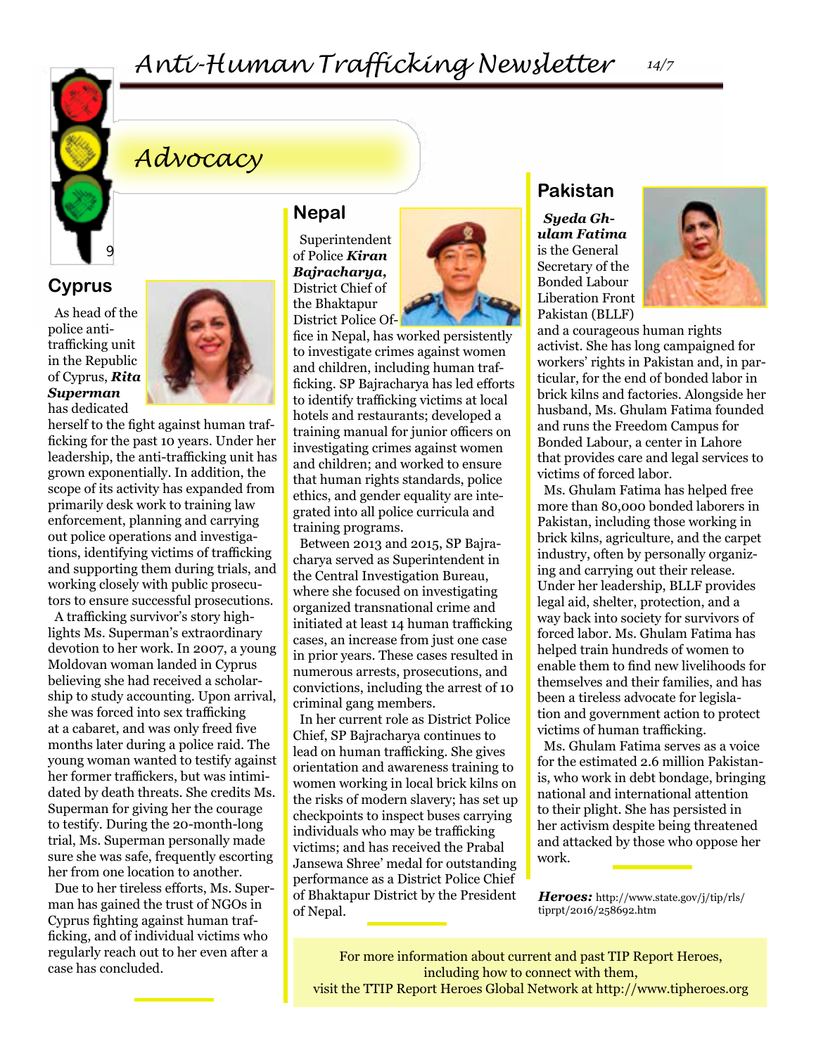# Advocacy

## Cyprus

As head of the police anti-trafficking unit in the Republic of Cyprus, ***Rita Superman*** has dedicated herself to the fight against human trafficking for the past 10 years. Under her leadership, the anti-trafficking unit has grown exponentially. In addition, the scope of its activity has expanded from primarily desk work to training law enforcement, planning and carrying out police operations and investigations, identifying victims of trafficking and supporting them during trials, and working closely with public prosecutors to ensure successful prosecutions.

A trafficking survivor's story highlights Ms. Superman's extraordinary devotion to her work. In 2007, a young Moldovan woman landed in Cyprus believing she had received a scholarship to study accounting. Upon arrival, she was forced into sex trafficking at a cabaret, and was only freed five months later during a police raid. The young woman wanted to testify against her former traffickers, but was intimidated by death threats. She credits Ms. Superman for giving her the courage to testify. During the 20-month-long trial, Ms. Superman personally made sure she was safe, frequently escorting her from one location to another.

Due to her tireless efforts, Ms. Superman has gained the trust of NGOs in Cyprus fighting against human trafficking, and of individual victims who regularly reach out to her even after a case has concluded.

## Nepal

Superintendent of Police ***Kiran Bajracharya,*** District Chief of the Bhaktapur District Police Office in Nepal, has worked persistently to investigate crimes against women and children, including human trafficking. SP Bajracharya has led efforts to identify trafficking victims at local hotels and restaurants; developed a training manual for junior officers on investigating crimes against women and children; and worked to ensure that human rights standards, police ethics, and gender equality are integrated into all police curricula and training programs.

Between 2013 and 2015, SP Bajracharya served as Superintendent in the Central Investigation Bureau, where she focused on investigating organized transnational crime and initiated at least 14 human trafficking cases, an increase from just one case in prior years. These cases resulted in numerous arrests, prosecutions, and convictions, including the arrest of 10 criminal gang members.

In her current role as District Police Chief, SP Bajracharya continues to lead on human trafficking. She gives orientation and awareness training to women working in local brick kilns on the risks of modern slavery; has set up checkpoints to inspect buses carrying individuals who may be trafficking victims; and has received the Prabal Jansewa Shree' medal for outstanding performance as a District Police Chief of Bhaktapur District by the President of Nepal.

## Pakistan

***Syeda Ghulam Fatima*** is the General Secretary of the Bonded Labour Liberation Front Pakistan (BLLF) and a courageous human rights activist. She has long campaigned for workers' rights in Pakistan and, in particular, for the end of bonded labor in brick kilns and factories. Alongside her husband, Ms. Ghulam Fatima founded and runs the Freedom Campus for Bonded Labour, a center in Lahore that provides care and legal services to victims of forced labor.

Ms. Ghulam Fatima has helped free more than 80,000 bonded laborers in Pakistan, including those working in brick kilns, agriculture, and the carpet industry, often by personally organizing and carrying out their release. Under her leadership, BLLF provides legal aid, shelter, protection, and a way back into society for survivors of forced labor. Ms. Ghulam Fatima has helped train hundreds of women to enable them to find new livelihoods for themselves and their families, and has been a tireless advocate for legislation and government action to protect victims of human trafficking.

Ms. Ghulam Fatima serves as a voice for the estimated 2.6 million Pakistanis, who work in debt bondage, bringing national and international attention to their plight. She has persisted in her activism despite being threatened and attacked by those who oppose her work.

***Heroes:*** http://www.state.gov/j/tip/rls/tiprpt/2016/258692.htm

For more information about current and past TIP Report Heroes, including how to connect with them, visit the TTIP Report Heroes Global Network at http://www.tipheroes.org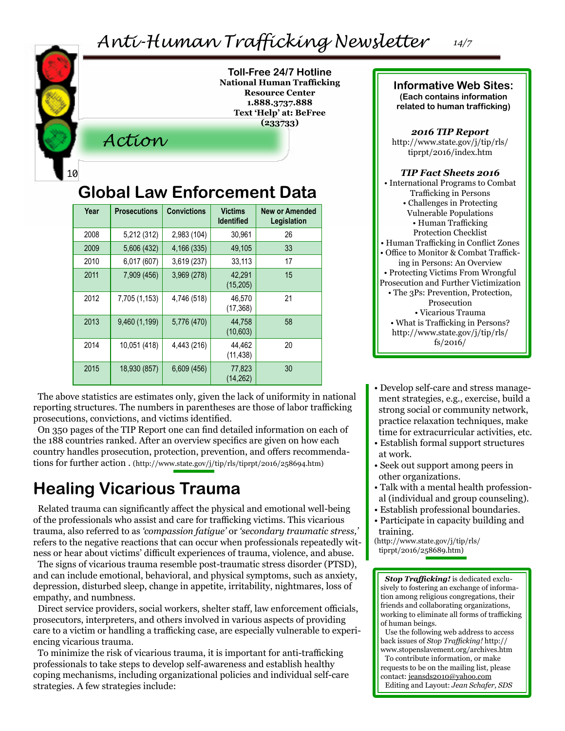# Anti-Human Trafficking Newsletter

**Toll-Free 24/7 Hotline**
**National Human Trafficking Resource Center**
**1.888.3737.888**
**Text 'Help' at: BeFree (233733)**

## Action

## Global Law Enforcement Data

| Year | Prosecutions | Convictions | Victims Identified | New or Amended Legislation |
|---|---|---|---|---|
| 2008 | 5,212 (312) | 2,983 (104) | 30,961 | 26 |
| 2009 | 5,606 (432) | 4,166 (335) | 49,105 | 33 |
| 2010 | 6,017 (607) | 3,619 (237) | 33,113 | 17 |
| 2011 | 7,909 (456) | 3,969 (278) | 42,291 (15,205) | 15 |
| 2012 | 7,705 (1,153) | 4,746 (518) | 46,570 (17,368) | 21 |
| 2013 | 9,460 (1,199) | 5,776 (470) | 44,758 (10,603) | 58 |
| 2014 | 10,051 (418) | 4,443 (216) | 44,462 (11,438) | 20 |
| 2015 | 18,930 (857) | 6,609 (456) | 77,823 (14,262) | 30 |

The above statistics are estimates only, given the lack of uniformity in national reporting structures. The numbers in parentheses are those of labor trafficking prosecutions, convictions, and victims identified.

On 350 pages of the TIP Report one can find detailed information on each of the 188 countries ranked. After an overview specifics are given on how each country handles prosecution, protection, prevention, and offers recommendations for further action . (http://www.state.gov/j/tip/rls/tiprpt/2016/258694.htm)

## Healing Vicarious Trauma

Related trauma can significantly affect the physical and emotional well-being of the professionals who assist and care for trafficking victims. This vicarious trauma, also referred to as *'compassion fatigue'* or *'secondary traumatic stress,'* refers to the negative reactions that can occur when professionals repeatedly witness or hear about victims' difficult experiences of trauma, violence, and abuse.

The signs of vicarious trauma resemble post-traumatic stress disorder (PTSD), and can include emotional, behavioral, and physical symptoms, such as anxiety, depression, disturbed sleep, change in appetite, irritability, nightmares, loss of empathy, and numbness.

Direct service providers, social workers, shelter staff, law enforcement officials, prosecutors, interpreters, and others involved in various aspects of providing care to a victim or handling a trafficking case, are especially vulnerable to experiencing vicarious trauma.

To minimize the risk of vicarious trauma, it is important for anti-trafficking professionals to take steps to develop self-awareness and establish healthy coping mechanisms, including organizational policies and individual self-care strategies. A few strategies include:

- Develop self-care and stress management strategies, e.g., exercise, build a strong social or community network, practice relaxation techniques, make time for extracurricular activities, etc.
- Establish formal support structures at work.
- Seek out support among peers in other organizations.
- Talk with a mental health professional (individual and group counseling).
- Establish professional boundaries.
- Participate in capacity building and training.

(http://www.state.gov/j/tip/rls/tiprpt/2016/258689.htm)

### Informative Web Sites:

**(Each contains information related to human trafficking)**

***2016 TIP Report***
http://www.state.gov/j/tip/rls/tiprpt/2016/index.htm

***TIP Fact Sheets 2016***

- International Programs to Combat Trafficking in Persons
- Challenges in Protecting Vulnerable Populations
- Human Trafficking Protection Checklist
- Human Trafficking in Conflict Zones
- Office to Monitor & Combat Trafficking in Persons: An Overview
- Protecting Victims From Wrongful Prosecution and Further Victimization
- The 3Ps: Prevention, Protection, Prosecution
- Vicarious Trauma
- What is Trafficking in Persons?

http://www.state.gov/j/tip/rls/fs/2016/

***Stop Trafficking!*** is dedicated exclusively to fostering an exchange of information among religious congregations, their friends and collaborating organizations, working to eliminate all forms of trafficking of human beings.

Use the following web address to access back issues of *Stop Trafficking!* http://www.stopenslavement.org/archives.htm

To contribute information, or make requests to be on the mailing list, please contact: jeansds2010@yahoo.com

Editing and Layout: *Jean Schafer, SDS*